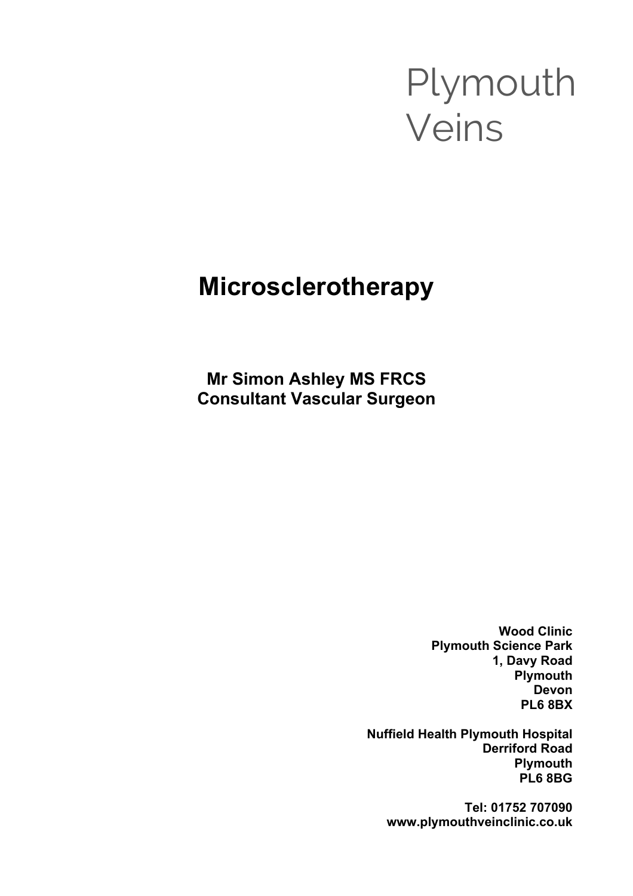Plymouth
Veins

# Microsclerotherapy

**Mr Simon Ashley MS FRCS**
**Consultant Vascular Surgeon**

**Wood Clinic**
**Plymouth Science Park**
**1, Davy Road**
**Plymouth**
**Devon**
**PL6 8BX**

**Nuffield Health Plymouth Hospital**
**Derriford Road**
**Plymouth**
**PL6 8BG**

**Tel: 01752 707090**
**www.plymouthveinclinic.co.uk**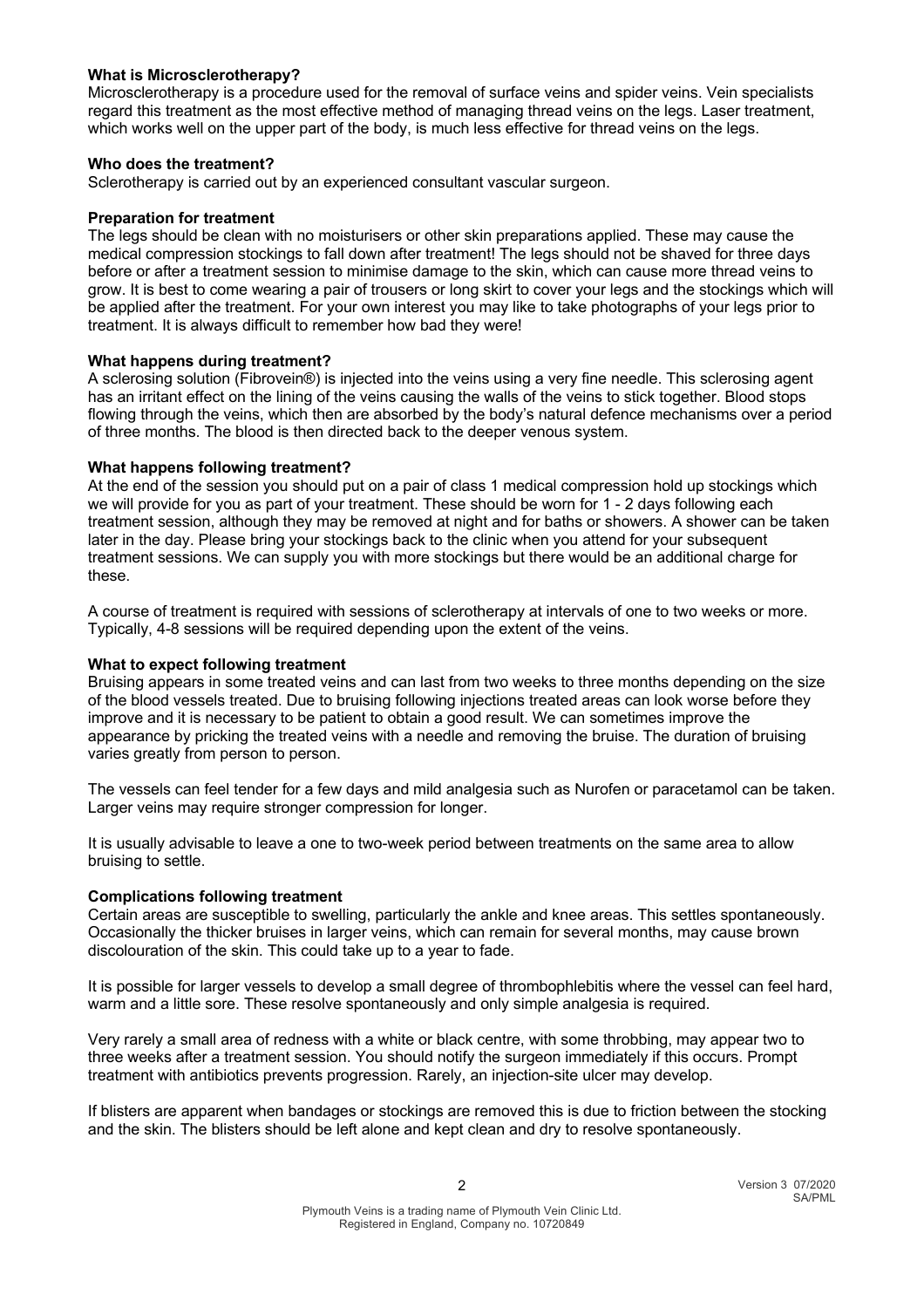### What is Microsclerotherapy?

Microsclerotherapy is a procedure used for the removal of surface veins and spider veins. Vein specialists regard this treatment as the most effective method of managing thread veins on the legs. Laser treatment, which works well on the upper part of the body, is much less effective for thread veins on the legs.

### Who does the treatment?

Sclerotherapy is carried out by an experienced consultant vascular surgeon.

### Preparation for treatment

The legs should be clean with no moisturisers or other skin preparations applied. These may cause the medical compression stockings to fall down after treatment! The legs should not be shaved for three days before or after a treatment session to minimise damage to the skin, which can cause more thread veins to grow. It is best to come wearing a pair of trousers or long skirt to cover your legs and the stockings which will be applied after the treatment. For your own interest you may like to take photographs of your legs prior to treatment. It is always difficult to remember how bad they were!

### What happens during treatment?

A sclerosing solution (Fibrovein®) is injected into the veins using a very fine needle. This sclerosing agent has an irritant effect on the lining of the veins causing the walls of the veins to stick together. Blood stops flowing through the veins, which then are absorbed by the body's natural defence mechanisms over a period of three months. The blood is then directed back to the deeper venous system.

### What happens following treatment?

At the end of the session you should put on a pair of class 1 medical compression hold up stockings which we will provide for you as part of your treatment. These should be worn for 1 - 2 days following each treatment session, although they may be removed at night and for baths or showers. A shower can be taken later in the day. Please bring your stockings back to the clinic when you attend for your subsequent treatment sessions. We can supply you with more stockings but there would be an additional charge for these.

A course of treatment is required with sessions of sclerotherapy at intervals of one to two weeks or more. Typically, 4-8 sessions will be required depending upon the extent of the veins.

### What to expect following treatment

Bruising appears in some treated veins and can last from two weeks to three months depending on the size of the blood vessels treated. Due to bruising following injections treated areas can look worse before they improve and it is necessary to be patient to obtain a good result. We can sometimes improve the appearance by pricking the treated veins with a needle and removing the bruise. The duration of bruising varies greatly from person to person.

The vessels can feel tender for a few days and mild analgesia such as Nurofen or paracetamol can be taken. Larger veins may require stronger compression for longer.

It is usually advisable to leave a one to two-week period between treatments on the same area to allow bruising to settle.

### Complications following treatment

Certain areas are susceptible to swelling, particularly the ankle and knee areas. This settles spontaneously. Occasionally the thicker bruises in larger veins, which can remain for several months, may cause brown discolouration of the skin. This could take up to a year to fade.

It is possible for larger vessels to develop a small degree of thrombophlebitis where the vessel can feel hard, warm and a little sore. These resolve spontaneously and only simple analgesia is required.

Very rarely a small area of redness with a white or black centre, with some throbbing, may appear two to three weeks after a treatment session. You should notify the surgeon immediately if this occurs. Prompt treatment with antibiotics prevents progression. Rarely, an injection-site ulcer may develop.

If blisters are apparent when bandages or stockings are removed this is due to friction between the stocking and the skin. The blisters should be left alone and kept clean and dry to resolve spontaneously.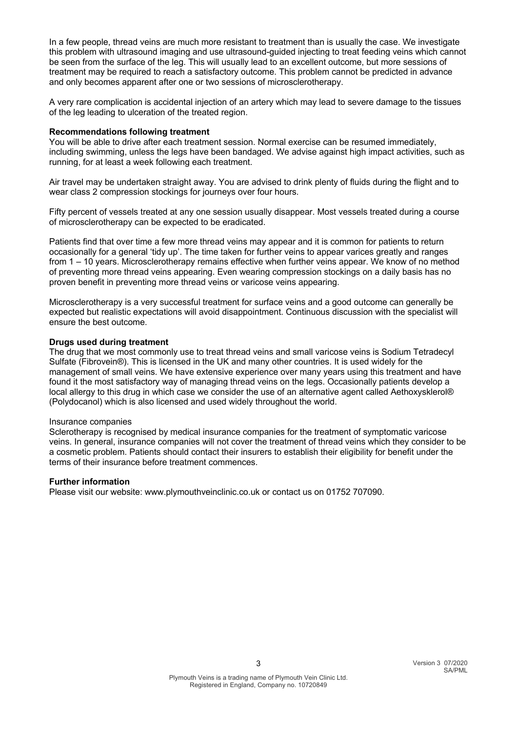In a few people, thread veins are much more resistant to treatment than is usually the case. We investigate this problem with ultrasound imaging and use ultrasound-guided injecting to treat feeding veins which cannot be seen from the surface of the leg. This will usually lead to an excellent outcome, but more sessions of treatment may be required to reach a satisfactory outcome. This problem cannot be predicted in advance and only becomes apparent after one or two sessions of microsclerotherapy.

A very rare complication is accidental injection of an artery which may lead to severe damage to the tissues of the leg leading to ulceration of the treated region.

**Recommendations following treatment**

You will be able to drive after each treatment session. Normal exercise can be resumed immediately, including swimming, unless the legs have been bandaged. We advise against high impact activities, such as running, for at least a week following each treatment.

Air travel may be undertaken straight away. You are advised to drink plenty of fluids during the flight and to wear class 2 compression stockings for journeys over four hours.

Fifty percent of vessels treated at any one session usually disappear. Most vessels treated during a course of microsclerotherapy can be expected to be eradicated.

Patients find that over time a few more thread veins may appear and it is common for patients to return occasionally for a general 'tidy up'. The time taken for further veins to appear varices greatly and ranges from 1 – 10 years. Microsclerotherapy remains effective when further veins appear. We know of no method of preventing more thread veins appearing. Even wearing compression stockings on a daily basis has no proven benefit in preventing more thread veins or varicose veins appearing.

Microsclerotherapy is a very successful treatment for surface veins and a good outcome can generally be expected but realistic expectations will avoid disappointment. Continuous discussion with the specialist will ensure the best outcome.

**Drugs used during treatment**

The drug that we most commonly use to treat thread veins and small varicose veins is Sodium Tetradecyl Sulfate (Fibrovein®). This is licensed in the UK and many other countries. It is used widely for the management of small veins. We have extensive experience over many years using this treatment and have found it the most satisfactory way of managing thread veins on the legs. Occasionally patients develop a local allergy to this drug in which case we consider the use of an alternative agent called Aethoxysklerol® (Polydocanol) which is also licensed and used widely throughout the world.

Insurance companies

Sclerotherapy is recognised by medical insurance companies for the treatment of symptomatic varicose veins. In general, insurance companies will not cover the treatment of thread veins which they consider to be a cosmetic problem. Patients should contact their insurers to establish their eligibility for benefit under the terms of their insurance before treatment commences.

**Further information**

Please visit our website: www.plymouthveinclinic.co.uk or contact us on 01752 707090.